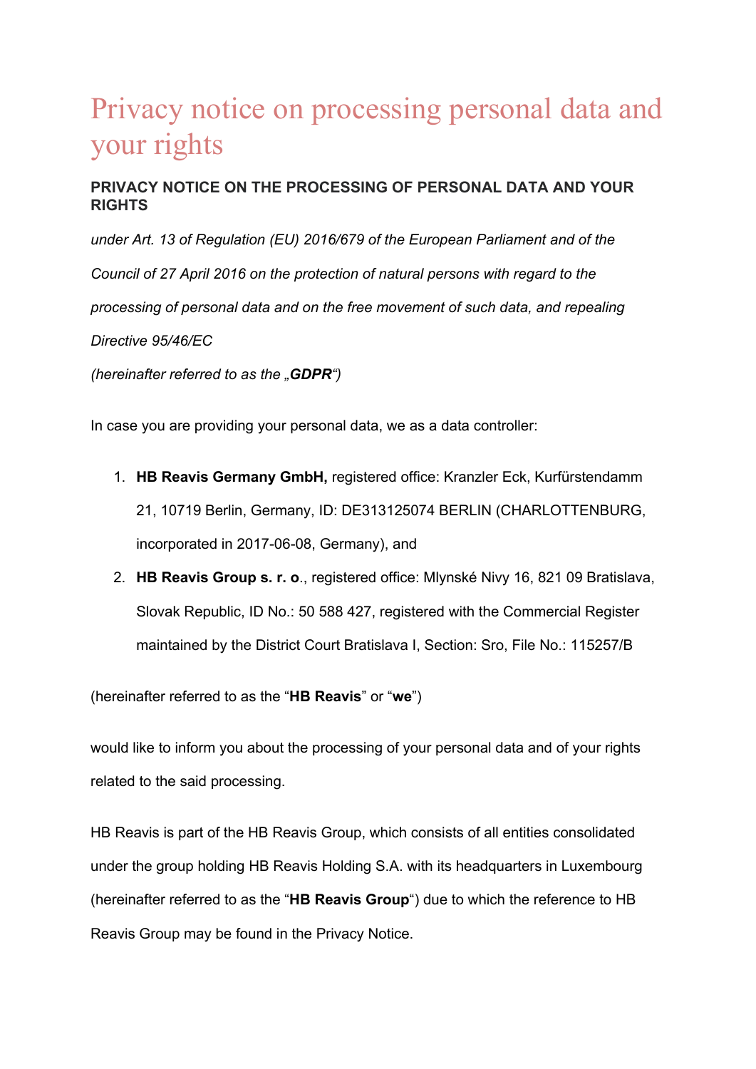# Privacy notice on processing personal data and your rights

### PRIVACY NOTICE ON THE PROCESSING OF PERSONAL DATA AND YOUR RIGHTS

*under Art. 13 of Regulation (EU) 2016/679 of the European Parliament and of the Council of 27 April 2016 on the protection of natural persons with regard to the processing of personal data and on the free movement of such data, and repealing Directive 95/46/EC*

*(hereinafter referred to as the „**GDPR**")*

In case you are providing your personal data, we as a data controller:

1. **HB Reavis Germany GmbH,** registered office: Kranzler Eck, Kurfürstendamm 21, 10719 Berlin, Germany, ID: DE313125074 BERLIN (CHARLOTTENBURG, incorporated in 2017-06-08, Germany), and
2. **HB Reavis Group s. r. o**., registered office: Mlynské Nivy 16, 821 09 Bratislava, Slovak Republic, ID No.: 50 588 427, registered with the Commercial Register maintained by the District Court Bratislava I, Section: Sro, File No.: 115257/B

(hereinafter referred to as the "**HB Reavis**" or "**we**")

would like to inform you about the processing of your personal data and of your rights related to the said processing.

HB Reavis is part of the HB Reavis Group, which consists of all entities consolidated under the group holding HB Reavis Holding S.A. with its headquarters in Luxembourg (hereinafter referred to as the "**HB Reavis Group**") due to which the reference to HB Reavis Group may be found in the Privacy Notice.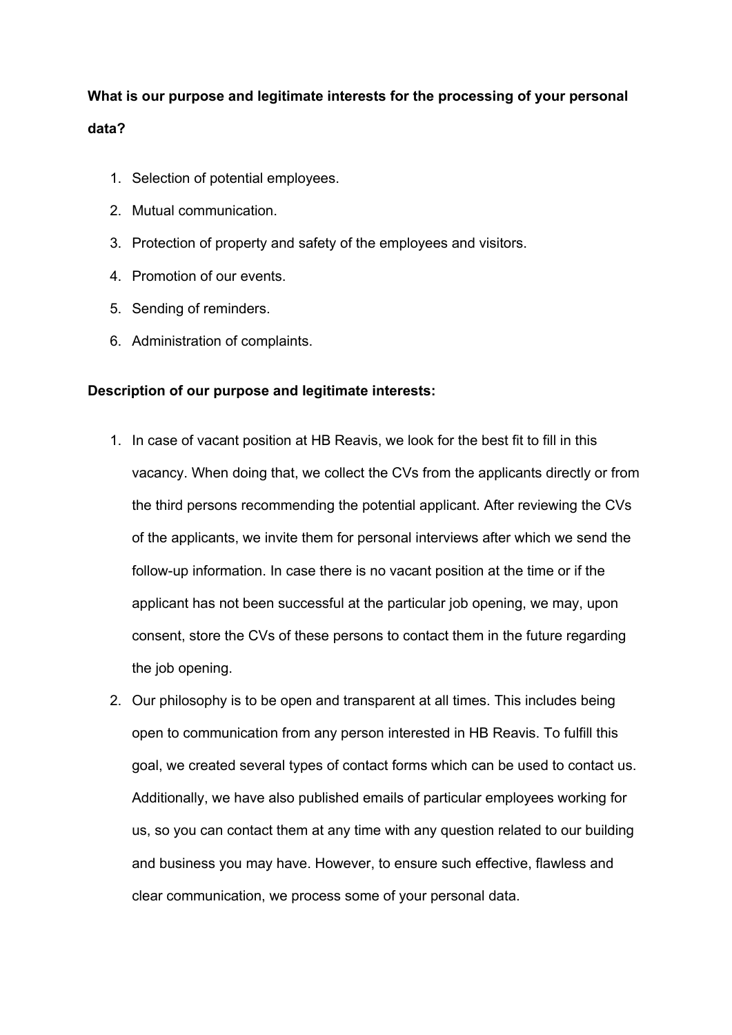**What is our purpose and legitimate interests for the processing of your personal data?**

1. Selection of potential employees.
2. Mutual communication.
3. Protection of property and safety of the employees and visitors.
4. Promotion of our events.
5. Sending of reminders.
6. Administration of complaints.

**Description of our purpose and legitimate interests:**

1. In case of vacant position at HB Reavis, we look for the best fit to fill in this vacancy. When doing that, we collect the CVs from the applicants directly or from the third persons recommending the potential applicant. After reviewing the CVs of the applicants, we invite them for personal interviews after which we send the follow-up information. In case there is no vacant position at the time or if the applicant has not been successful at the particular job opening, we may, upon consent, store the CVs of these persons to contact them in the future regarding the job opening.
2. Our philosophy is to be open and transparent at all times. This includes being open to communication from any person interested in HB Reavis. To fulfill this goal, we created several types of contact forms which can be used to contact us. Additionally, we have also published emails of particular employees working for us, so you can contact them at any time with any question related to our building and business you may have. However, to ensure such effective, flawless and clear communication, we process some of your personal data.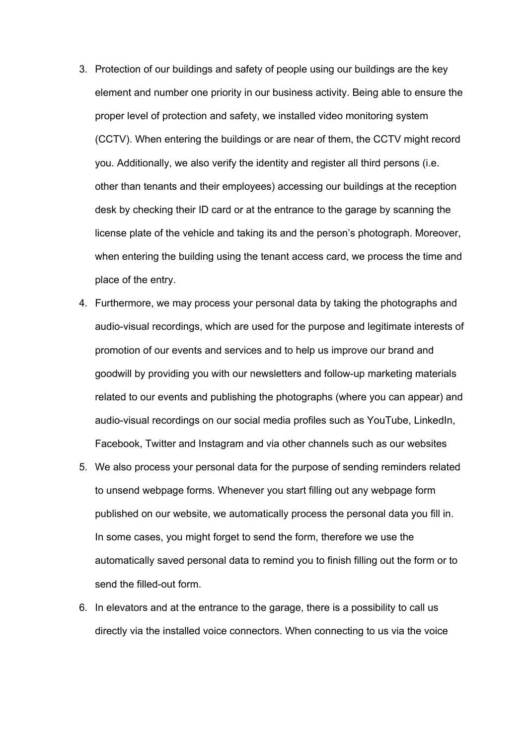3. Protection of our buildings and safety of people using our buildings are the key element and number one priority in our business activity. Being able to ensure the proper level of protection and safety, we installed video monitoring system (CCTV). When entering the buildings or are near of them, the CCTV might record you. Additionally, we also verify the identity and register all third persons (i.e. other than tenants and their employees) accessing our buildings at the reception desk by checking their ID card or at the entrance to the garage by scanning the license plate of the vehicle and taking its and the person's photograph. Moreover, when entering the building using the tenant access card, we process the time and place of the entry.
4. Furthermore, we may process your personal data by taking the photographs and audio-visual recordings, which are used for the purpose and legitimate interests of promotion of our events and services and to help us improve our brand and goodwill by providing you with our newsletters and follow-up marketing materials related to our events and publishing the photographs (where you can appear) and audio-visual recordings on our social media profiles such as YouTube, LinkedIn, Facebook, Twitter and Instagram and via other channels such as our websites
5. We also process your personal data for the purpose of sending reminders related to unsend webpage forms. Whenever you start filling out any webpage form published on our website, we automatically process the personal data you fill in. In some cases, you might forget to send the form, therefore we use the automatically saved personal data to remind you to finish filling out the form or to send the filled-out form.
6. In elevators and at the entrance to the garage, there is a possibility to call us directly via the installed voice connectors. When connecting to us via the voice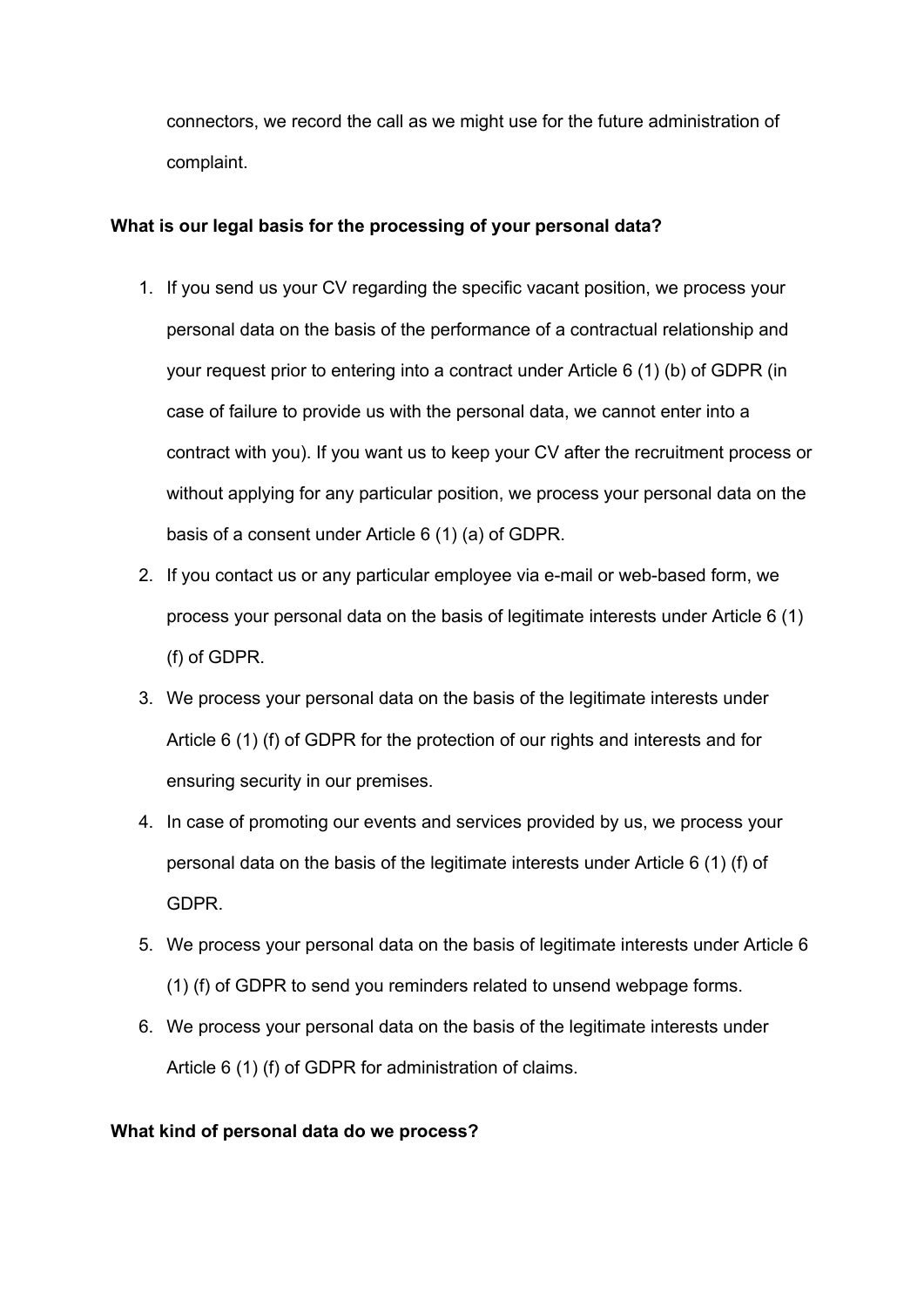connectors, we record the call as we might use for the future administration of complaint.

**What is our legal basis for the processing of your personal data?**

1. If you send us your CV regarding the specific vacant position, we process your personal data on the basis of the performance of a contractual relationship and your request prior to entering into a contract under Article 6 (1) (b) of GDPR (in case of failure to provide us with the personal data, we cannot enter into a contract with you). If you want us to keep your CV after the recruitment process or without applying for any particular position, we process your personal data on the basis of a consent under Article 6 (1) (a) of GDPR.
2. If you contact us or any particular employee via e-mail or web-based form, we process your personal data on the basis of legitimate interests under Article 6 (1) (f) of GDPR.
3. We process your personal data on the basis of the legitimate interests under Article 6 (1) (f) of GDPR for the protection of our rights and interests and for ensuring security in our premises.
4. In case of promoting our events and services provided by us, we process your personal data on the basis of the legitimate interests under Article 6 (1) (f) of GDPR.
5. We process your personal data on the basis of legitimate interests under Article 6 (1) (f) of GDPR to send you reminders related to unsend webpage forms.
6. We process your personal data on the basis of the legitimate interests under Article 6 (1) (f) of GDPR for administration of claims.

**What kind of personal data do we process?**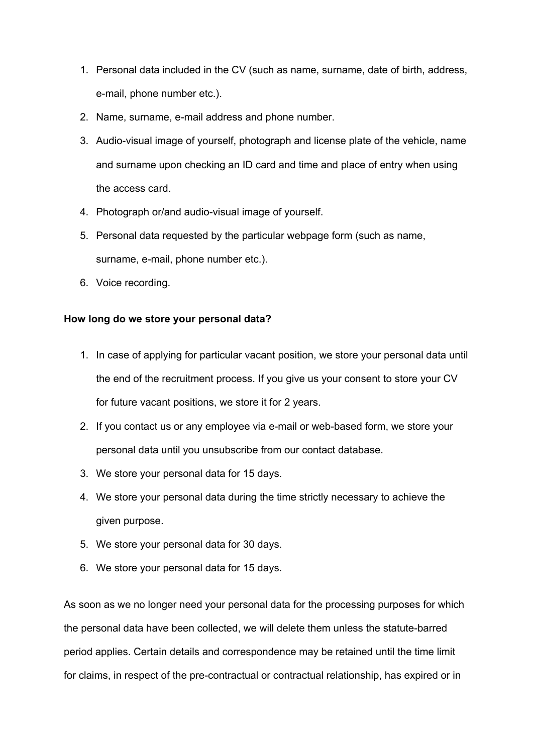1. Personal data included in the CV (such as name, surname, date of birth, address, e-mail, phone number etc.).
2. Name, surname, e-mail address and phone number.
3. Audio-visual image of yourself, photograph and license plate of the vehicle, name and surname upon checking an ID card and time and place of entry when using the access card.
4. Photograph or/and audio-visual image of yourself.
5. Personal data requested by the particular webpage form (such as name, surname, e-mail, phone number etc.).
6. Voice recording.

**How long do we store your personal data?**

1. In case of applying for particular vacant position, we store your personal data until the end of the recruitment process. If you give us your consent to store your CV for future vacant positions, we store it for 2 years.
2. If you contact us or any employee via e-mail or web-based form, we store your personal data until you unsubscribe from our contact database.
3. We store your personal data for 15 days.
4. We store your personal data during the time strictly necessary to achieve the given purpose.
5. We store your personal data for 30 days.
6. We store your personal data for 15 days.

As soon as we no longer need your personal data for the processing purposes for which the personal data have been collected, we will delete them unless the statute-barred period applies. Certain details and correspondence may be retained until the time limit for claims, in respect of the pre-contractual or contractual relationship, has expired or in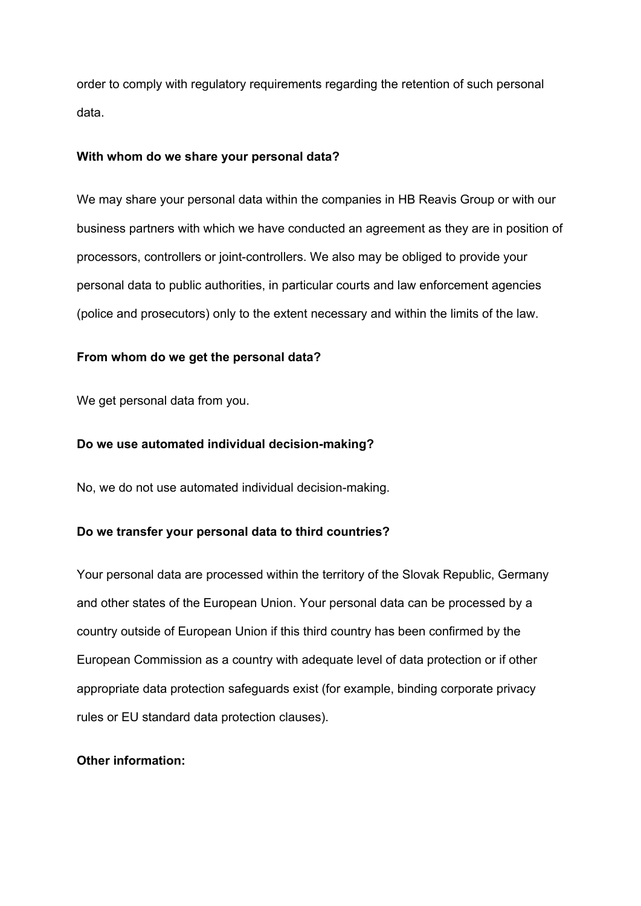order to comply with regulatory requirements regarding the retention of such personal data.

**With whom do we share your personal data?**

We may share your personal data within the companies in HB Reavis Group or with our business partners with which we have conducted an agreement as they are in position of processors, controllers or joint-controllers. We also may be obliged to provide your personal data to public authorities, in particular courts and law enforcement agencies (police and prosecutors) only to the extent necessary and within the limits of the law.

**From whom do we get the personal data?**

We get personal data from you.

**Do we use automated individual decision-making?**

No, we do not use automated individual decision-making.

**Do we transfer your personal data to third countries?**

Your personal data are processed within the territory of the Slovak Republic, Germany and other states of the European Union. Your personal data can be processed by a country outside of European Union if this third country has been confirmed by the European Commission as a country with adequate level of data protection or if other appropriate data protection safeguards exist (for example, binding corporate privacy rules or EU standard data protection clauses).

**Other information:**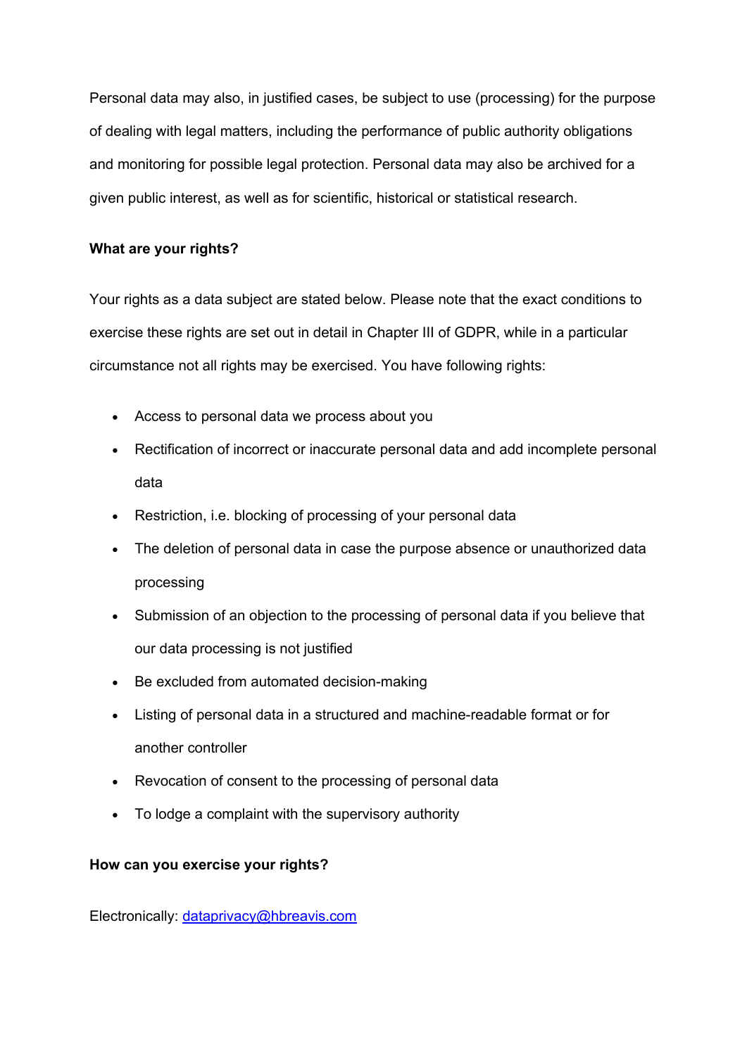Personal data may also, in justified cases, be subject to use (processing) for the purpose of dealing with legal matters, including the performance of public authority obligations and monitoring for possible legal protection. Personal data may also be archived for a given public interest, as well as for scientific, historical or statistical research.

**What are your rights?**

Your rights as a data subject are stated below. Please note that the exact conditions to exercise these rights are set out in detail in Chapter III of GDPR, while in a particular circumstance not all rights may be exercised. You have following rights:

- Access to personal data we process about you
- Rectification of incorrect or inaccurate personal data and add incomplete personal data
- Restriction, i.e. blocking of processing of your personal data
- The deletion of personal data in case the purpose absence or unauthorized data processing
- Submission of an objection to the processing of personal data if you believe that our data processing is not justified
- Be excluded from automated decision-making
- Listing of personal data in a structured and machine-readable format or for another controller
- Revocation of consent to the processing of personal data
- To lodge a complaint with the supervisory authority

**How can you exercise your rights?**

Electronically: [dataprivacy@hbreavis.com](mailto:dataprivacy@hbreavis.com)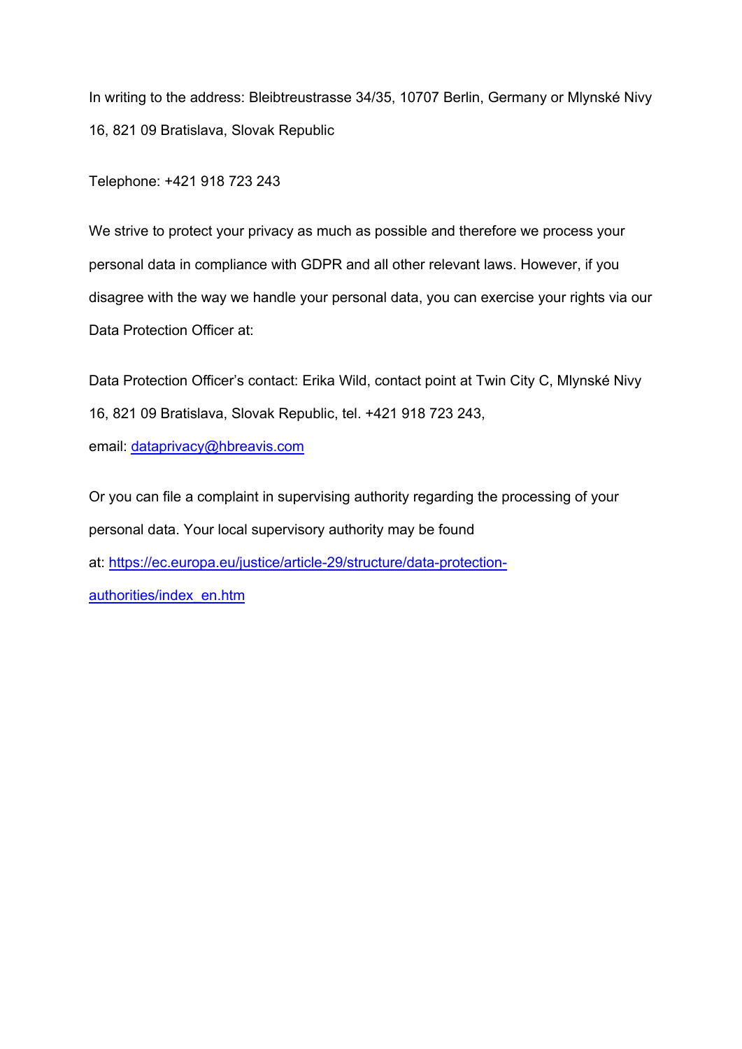In writing to the address: Bleibtreustrasse 34/35, 10707 Berlin, Germany or Mlynské Nivy 16, 821 09 Bratislava, Slovak Republic

Telephone: +421 918 723 243

We strive to protect your privacy as much as possible and therefore we process your personal data in compliance with GDPR and all other relevant laws. However, if you disagree with the way we handle your personal data, you can exercise your rights via our Data Protection Officer at:

Data Protection Officer's contact: Erika Wild, contact point at Twin City C, Mlynské Nivy 16, 821 09 Bratislava, Slovak Republic, tel. +421 918 723 243,
email: [dataprivacy@hbreavis.com](mailto:dataprivacy@hbreavis.com)

Or you can file a complaint in supervising authority regarding the processing of your personal data. Your local supervisory authority may be found at: [https://ec.europa.eu/justice/article-29/structure/data-protection-authorities/index_en.htm](https://ec.europa.eu/justice/article-29/structure/data-protection-authorities/index_en.htm)